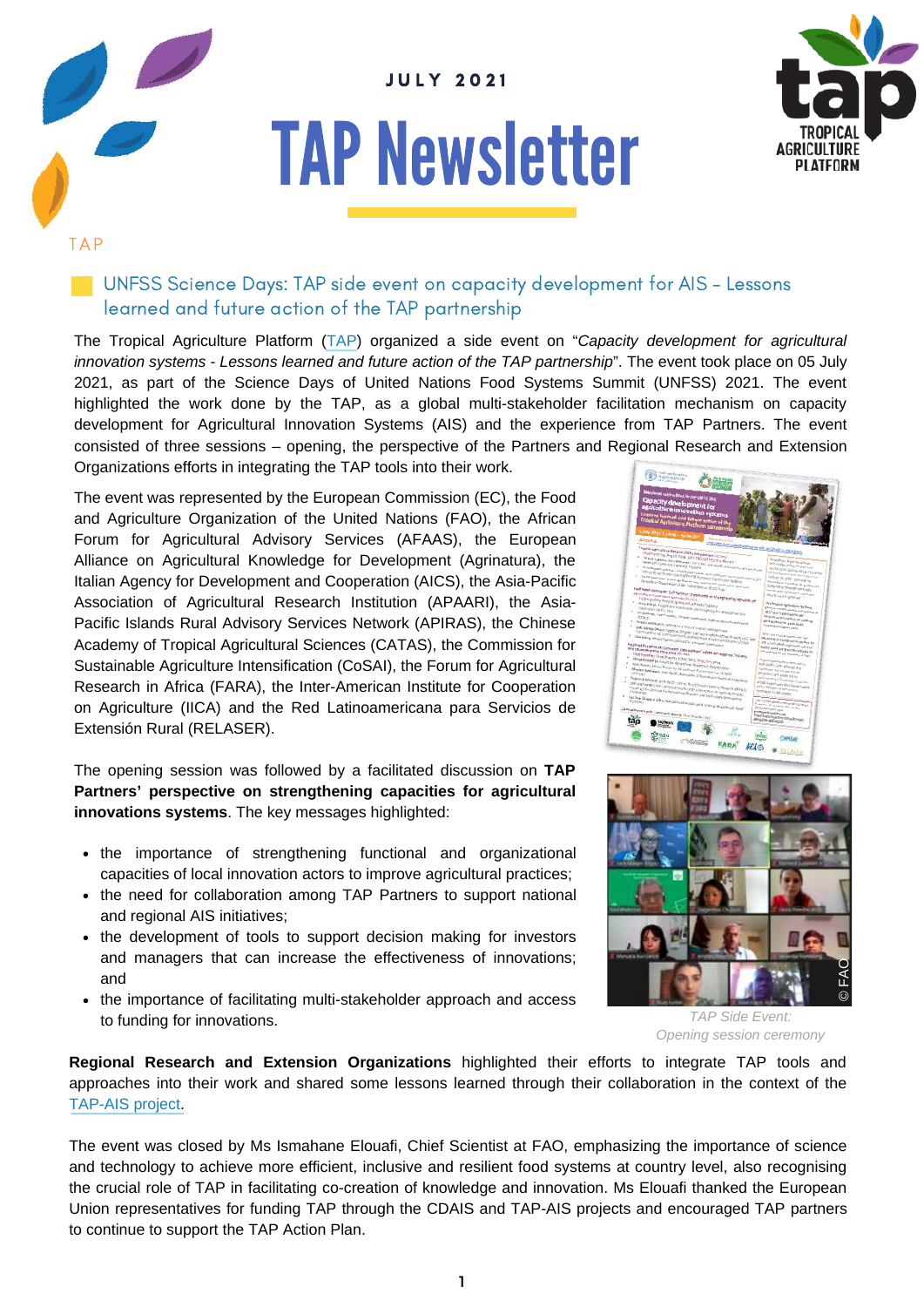JULY 2021

# TAP Newsletter

TAP

## UNFSS Science Days: TAP side event on capacity development for AIS – Lessons learned and future action of the TAP partnership

The Tropical Agriculture Platform (TAP) organized a side event on "*Capacity development for agricultural innovation systems - Lessons learned and future action of the TAP partnership*". The event took place on 05 July 2021, as part of the Science Days of United Nations Food Systems Summit (UNFSS) 2021. The event highlighted the work done by the TAP, as a global multi-stakeholder facilitation mechanism on capacity development for Agricultural Innovation Systems (AIS) and the experience from TAP Partners. The event consisted of three sessions – opening, the perspective of the Partners and Regional Research and Extension Organizations efforts in integrating the TAP tools into their work.

The event was represented by the European Commission (EC), the Food and Agriculture Organization of the United Nations (FAO), the African Forum for Agricultural Advisory Services (AFAAS), the European Alliance on Agricultural Knowledge for Development (Agrinatura), the Italian Agency for Development and Cooperation (AICS), the Asia-Pacific Association of Agricultural Research Institution (APAARI), the Asia-Pacific Islands Rural Advisory Services Network (APIRAS), the Chinese Academy of Tropical Agricultural Sciences (CATAS), the Commission for Sustainable Agriculture Intensification (CoSAI), the Forum for Agricultural Research in Africa (FARA), the Inter-American Institute for Cooperation on Agriculture (IICA) and the Red Latinoamericana para Servicios de Extensión Rural (RELASER).

The opening session was followed by a facilitated discussion on **TAP Partners' perspective on strengthening capacities for agricultural innovations systems**. The key messages highlighted:

- the importance of strengthening functional and organizational capacities of local innovation actors to improve agricultural practices;
- the need for collaboration among TAP Partners to support national and regional AIS initiatives;
- the development of tools to support decision making for investors and managers that can increase the effectiveness of innovations; and
- the importance of facilitating multi-stakeholder approach and access to funding for innovations.

© FAO

*TAP Side Event: Opening session ceremony*

**Regional Research and Extension Organizations** highlighted their efforts to integrate TAP tools and approaches into their work and shared some lessons learned through their collaboration in the context of the TAP-AIS project.

The event was closed by Ms Ismahane Elouafi, Chief Scientist at FAO, emphasizing the importance of science and technology to achieve more efficient, inclusive and resilient food systems at country level, also recognising the crucial role of TAP in facilitating co-creation of knowledge and innovation. Ms Elouafi thanked the European Union representatives for funding TAP through the CDAIS and TAP-AIS projects and encouraged TAP partners to continue to support the TAP Action Plan.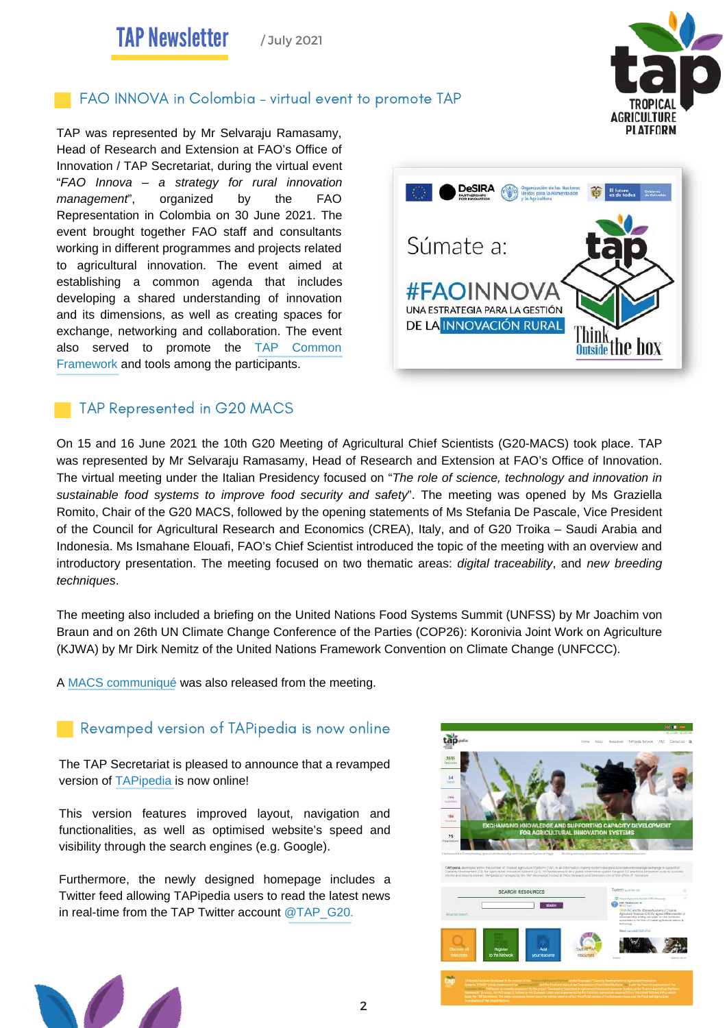## FAO INNOVA in Colombia – virtual event to promote TAP

TAP was represented by Mr Selvaraju Ramasamy, Head of Research and Extension at FAO's Office of Innovation / TAP Secretariat, during the virtual event "*FAO Innova – a strategy for rural innovation management*", organized by the FAO Representation in Colombia on 30 June 2021. The event brought together FAO staff and consultants working in different programmes and projects related to agricultural innovation. The event aimed at establishing a common agenda that includes developing a shared understanding of innovation and its dimensions, as well as creating spaces for exchange, networking and collaboration. The event also served to promote the TAP Common Framework and tools among the participants.

## TAP Represented in G20 MACS

On 15 and 16 June 2021 the 10th G20 Meeting of Agricultural Chief Scientists (G20-MACS) took place. TAP was represented by Mr Selvaraju Ramasamy, Head of Research and Extension at FAO's Office of Innovation. The virtual meeting under the Italian Presidency focused on "*The role of science, technology and innovation in sustainable food systems to improve food security and safety*". The meeting was opened by Ms Graziella Romito, Chair of the G20 MACS, followed by the opening statements of Ms Stefania De Pascale, Vice President of the Council for Agricultural Research and Economics (CREA), Italy, and of G20 Troika – Saudi Arabia and Indonesia. Ms Ismahane Elouafi, FAO's Chief Scientist introduced the topic of the meeting with an overview and introductory presentation. The meeting focused on two thematic areas: *digital traceability*, and *new breeding techniques*.

The meeting also included a briefing on the United Nations Food Systems Summit (UNFSS) by Mr Joachim von Braun and on 26th UN Climate Change Conference of the Parties (COP26): Koronivia Joint Work on Agriculture (KJWA) by Mr Dirk Nemitz of the United Nations Framework Convention on Climate Change (UNFCCC).

A MACS communiqué was also released from the meeting.

## Revamped version of TAPipedia is now online

The TAP Secretariat is pleased to announce that a revamped version of TAPipedia is now online!

This version features improved layout, navigation and functionalities, as well as optimised website's speed and visibility through the search engines (e.g. Google).

Furthermore, the newly designed homepage includes a Twitter feed allowing TAPipedia users to read the latest news in real-time from the TAP Twitter account @TAP_G20.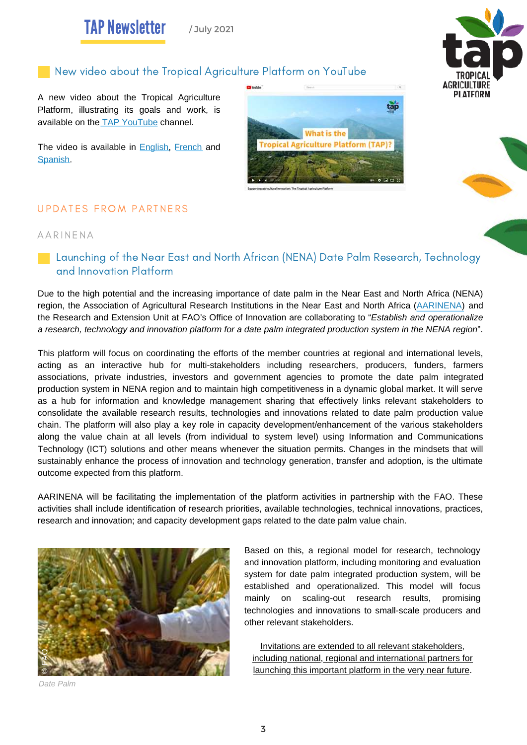## New video about the Tropical Agriculture Platform on YouTube

A new video about the Tropical Agriculture Platform, illustrating its goals and work, is available on the TAP YouTube channel.

The video is available in English, French and Spanish.

## UPDATES FROM PARTNERS

### AARINENA

### Launching of the Near East and North African (NENA) Date Palm Research, Technology and Innovation Platform

Due to the high potential and the increasing importance of date palm in the Near East and North Africa (NENA) region, the Association of Agricultural Research Institutions in the Near East and North Africa (AARINENA) and the Research and Extension Unit at FAO's Office of Innovation are collaborating to "*Establish and operationalize a research, technology and innovation platform for a date palm integrated production system in the NENA region*".

This platform will focus on coordinating the efforts of the member countries at regional and international levels, acting as an interactive hub for multi-stakeholders including researchers, producers, funders, farmers associations, private industries, investors and government agencies to promote the date palm integrated production system in NENA region and to maintain high competitiveness in a dynamic global market. It will serve as a hub for information and knowledge management sharing that effectively links relevant stakeholders to consolidate the available research results, technologies and innovations related to date palm production value chain. The platform will also play a key role in capacity development/enhancement of the various stakeholders along the value chain at all levels (from individual to system level) using Information and Communications Technology (ICT) solutions and other means whenever the situation permits. Changes in the mindsets that will sustainably enhance the process of innovation and technology generation, transfer and adoption, is the ultimate outcome expected from this platform.

AARINENA will be facilitating the implementation of the platform activities in partnership with the FAO. These activities shall include identification of research priorities, available technologies, technical innovations, practices, research and innovation; and capacity development gaps related to the date palm value chain.

Date Palm

Based on this, a regional model for research, technology and innovation platform, including monitoring and evaluation system for date palm integrated production system, will be established and operationalized. This model will focus mainly on scaling-out research results, promising technologies and innovations to small-scale producers and other relevant stakeholders.

Invitations are extended to all relevant stakeholders, including national, regional and international partners for launching this important platform in the very near future.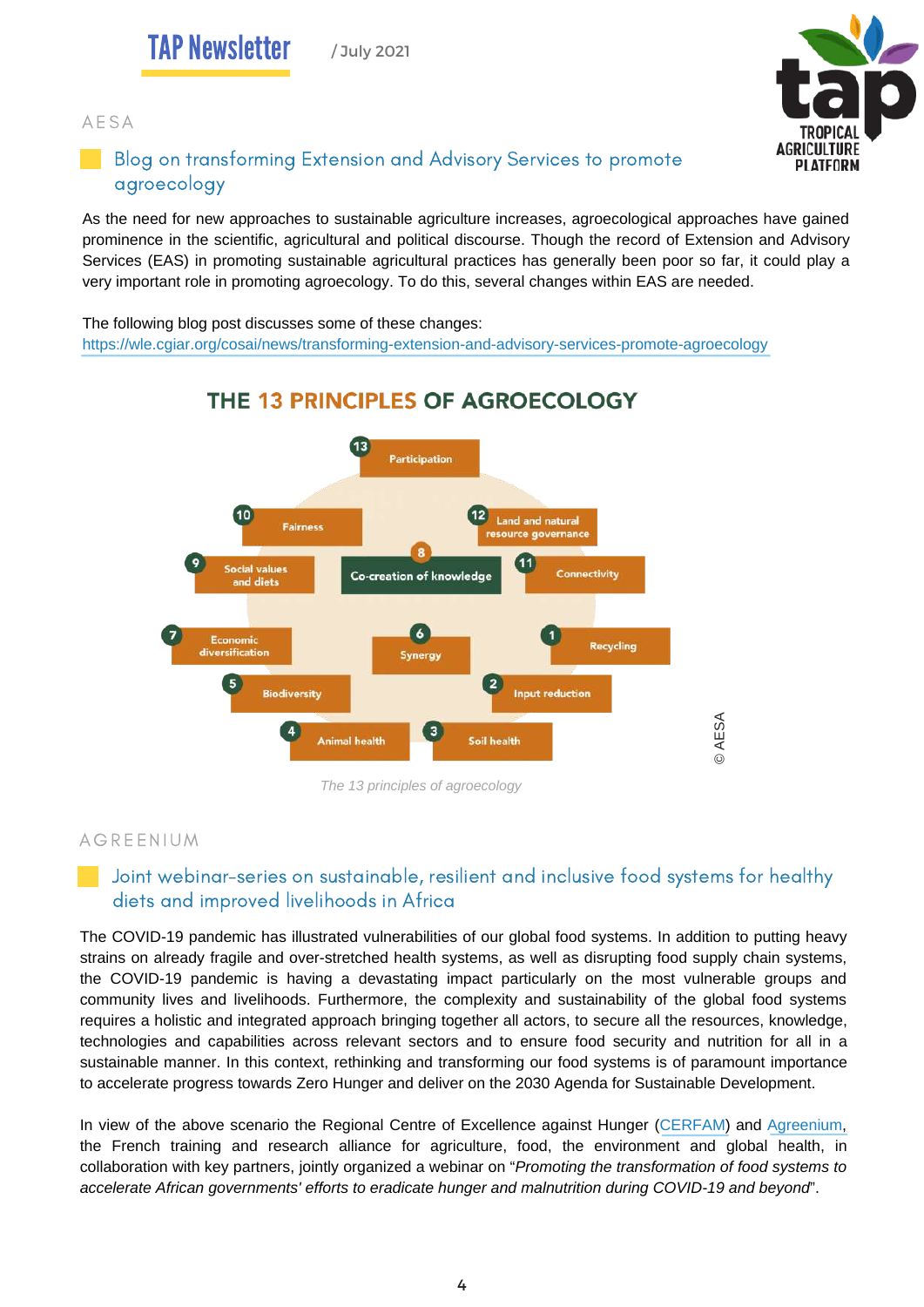AESA

## Blog on transforming Extension and Advisory Services to promote agroecology

As the need for new approaches to sustainable agriculture increases, agroecological approaches have gained prominence in the scientific, agricultural and political discourse. Though the record of Extension and Advisory Services (EAS) in promoting sustainable agricultural practices has generally been poor so far, it could play a very important role in promoting agroecology. To do this, several changes within EAS are needed.

The following blog post discusses some of these changes:
https://wle.cgiar.org/cosai/news/transforming-extension-and-advisory-services-promote-agroecology

**THE 13 PRINCIPLES OF AGROECOLOGY**

1. Recycling
2. Input reduction
3. Soil health
4. Animal health
5. Biodiversity
6. Synergy
7. Economic diversification
8. Co-creation of knowledge
9. Social values and diets
10. Fairness
11. Connectivity
12. Land and natural resource governance
13. Participation

© AESA

*The 13 principles of agroecology*

AGREENIUM

## Joint webinar-series on sustainable, resilient and inclusive food systems for healthy diets and improved livelihoods in Africa

The COVID-19 pandemic has illustrated vulnerabilities of our global food systems. In addition to putting heavy strains on already fragile and over-stretched health systems, as well as disrupting food supply chain systems, the COVID-19 pandemic is having a devastating impact particularly on the most vulnerable groups and community lives and livelihoods. Furthermore, the complexity and sustainability of the global food systems requires a holistic and integrated approach bringing together all actors, to secure all the resources, knowledge, technologies and capabilities across relevant sectors and to ensure food security and nutrition for all in a sustainable manner. In this context, rethinking and transforming our food systems is of paramount importance to accelerate progress towards Zero Hunger and deliver on the 2030 Agenda for Sustainable Development.

In view of the above scenario the Regional Centre of Excellence against Hunger (CERFAM) and Agreenium, the French training and research alliance for agriculture, food, the environment and global health, in collaboration with key partners, jointly organized a webinar on "*Promoting the transformation of food systems to accelerate African governments' efforts to eradicate hunger and malnutrition during COVID-19 and beyond*".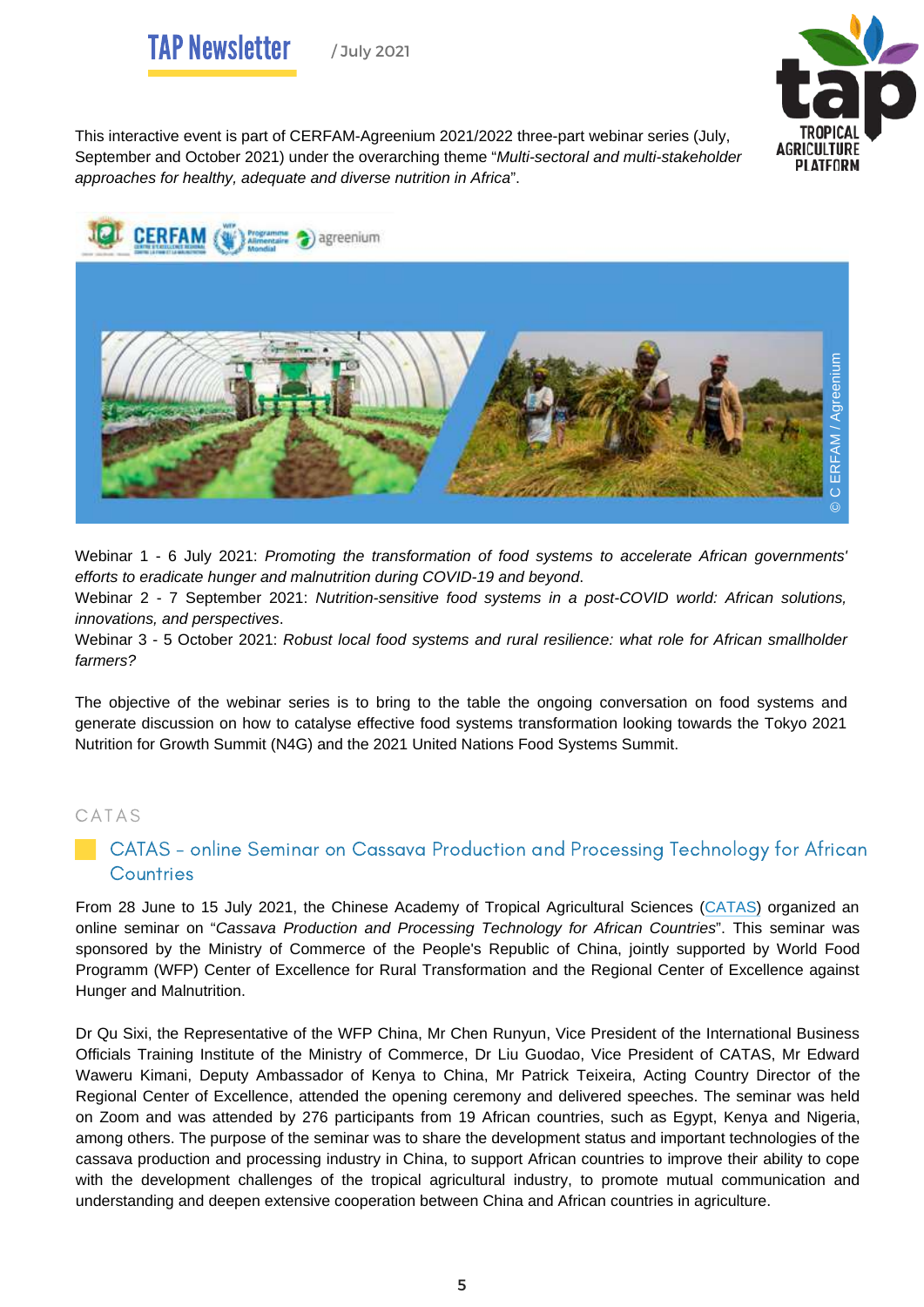This interactive event is part of CERFAM-Agreenium 2021/2022 three-part webinar series (July, September and October 2021) under the overarching theme "*Multi-sectoral and multi-stakeholder approaches for healthy, adequate and diverse nutrition in Africa*".

Webinar 1 - 6 July 2021: *Promoting the transformation of food systems to accelerate African governments' efforts to eradicate hunger and malnutrition during COVID-19 and beyond*.
Webinar 2 - 7 September 2021: *Nutrition-sensitive food systems in a post-COVID world: African solutions, innovations, and perspectives*.
Webinar 3 - 5 October 2021: *Robust local food systems and rural resilience: what role for African smallholder farmers?*

The objective of the webinar series is to bring to the table the ongoing conversation on food systems and generate discussion on how to catalyse effective food systems transformation looking towards the Tokyo 2021 Nutrition for Growth Summit (N4G) and the 2021 United Nations Food Systems Summit.

CATAS

## CATAS – online Seminar on Cassava Production and Processing Technology for African Countries

From 28 June to 15 July 2021, the Chinese Academy of Tropical Agricultural Sciences (CATAS) organized an online seminar on "*Cassava Production and Processing Technology for African Countries*". This seminar was sponsored by the Ministry of Commerce of the People's Republic of China, jointly supported by World Food Programm (WFP) Center of Excellence for Rural Transformation and the Regional Center of Excellence against Hunger and Malnutrition.

Dr Qu Sixi, the Representative of the WFP China, Mr Chen Runyun, Vice President of the International Business Officials Training Institute of the Ministry of Commerce, Dr Liu Guodao, Vice President of CATAS, Mr Edward Waweru Kimani, Deputy Ambassador of Kenya to China, Mr Patrick Teixeira, Acting Country Director of the Regional Center of Excellence, attended the opening ceremony and delivered speeches. The seminar was held on Zoom and was attended by 276 participants from 19 African countries, such as Egypt, Kenya and Nigeria, among others. The purpose of the seminar was to share the development status and important technologies of the cassava production and processing industry in China, to support African countries to improve their ability to cope with the development challenges of the tropical agricultural industry, to promote mutual communication and understanding and deepen extensive cooperation between China and African countries in agriculture.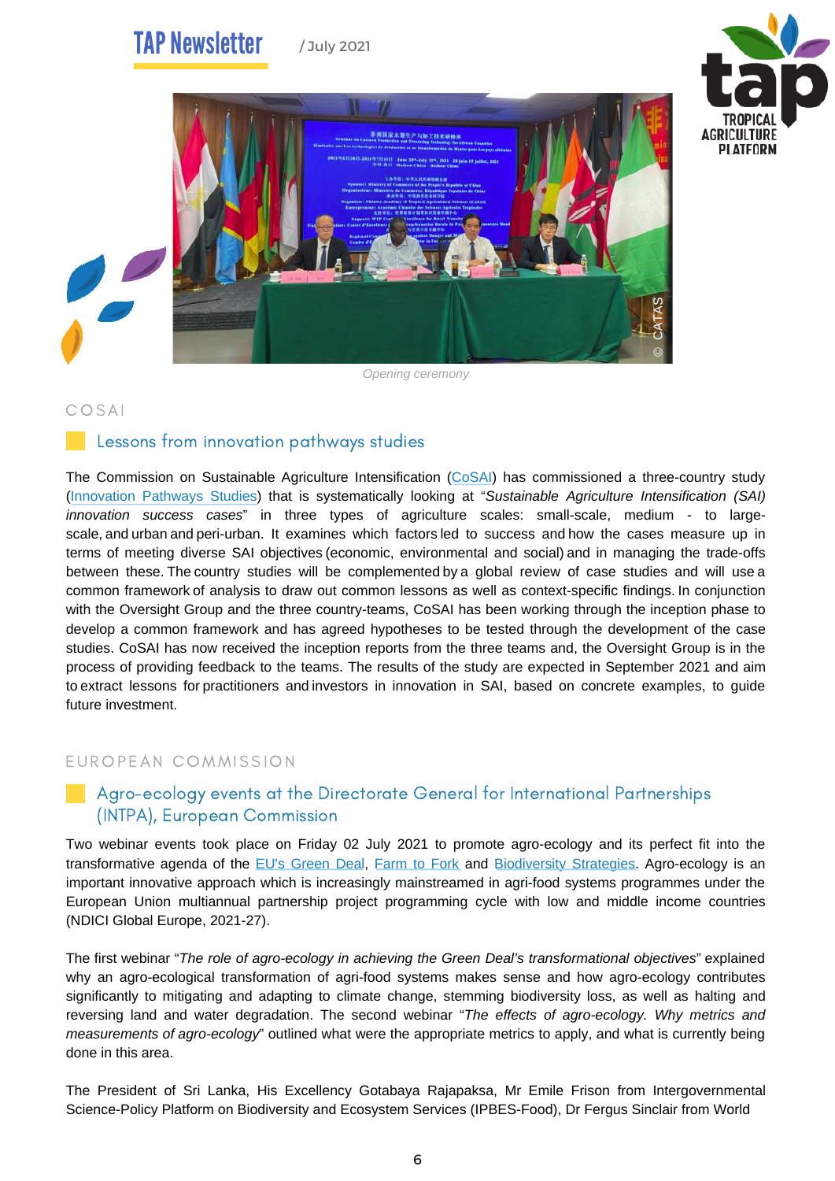Opening ceremony

COSAI

## Lessons from innovation pathways studies

The Commission on Sustainable Agriculture Intensification (CoSAI) has commissioned a three-country study (Innovation Pathways Studies) that is systematically looking at "*Sustainable Agriculture Intensification (SAI) innovation success cases*" in three types of agriculture scales: small-scale, medium - to large-scale, and urban and peri-urban. It examines which factors led to success and how the cases measure up in terms of meeting diverse SAI objectives (economic, environmental and social) and in managing the trade-offs between these. The country studies will be complemented by a global review of case studies and will use a common framework of analysis to draw out common lessons as well as context-specific findings. In conjunction with the Oversight Group and the three country-teams, CoSAI has been working through the inception phase to develop a common framework and has agreed hypotheses to be tested through the development of the case studies. CoSAI has now received the inception reports from the three teams and, the Oversight Group is in the process of providing feedback to the teams. The results of the study are expected in September 2021 and aim to extract lessons for practitioners and investors in innovation in SAI, based on concrete examples, to guide future investment.

EUROPEAN COMMISSION

## Agro-ecology events at the Directorate General for International Partnerships (INTPA), European Commission

Two webinar events took place on Friday 02 July 2021 to promote agro-ecology and its perfect fit into the transformative agenda of the EU's Green Deal, Farm to Fork and Biodiversity Strategies. Agro-ecology is an important innovative approach which is increasingly mainstreamed in agri-food systems programmes under the European Union multiannual partnership project programming cycle with low and middle income countries (NDICI Global Europe, 2021-27).

The first webinar "*The role of agro-ecology in achieving the Green Deal's transformational objectives*" explained why an agro-ecological transformation of agri-food systems makes sense and how agro-ecology contributes significantly to mitigating and adapting to climate change, stemming biodiversity loss, as well as halting and reversing land and water degradation. The second webinar "*The effects of agro-ecology. Why metrics and measurements of agro-ecology*" outlined what were the appropriate metrics to apply, and what is currently being done in this area.

The President of Sri Lanka, His Excellency Gotabaya Rajapaksa, Mr Emile Frison from Intergovernmental Science-Policy Platform on Biodiversity and Ecosystem Services (IPBES-Food), Dr Fergus Sinclair from World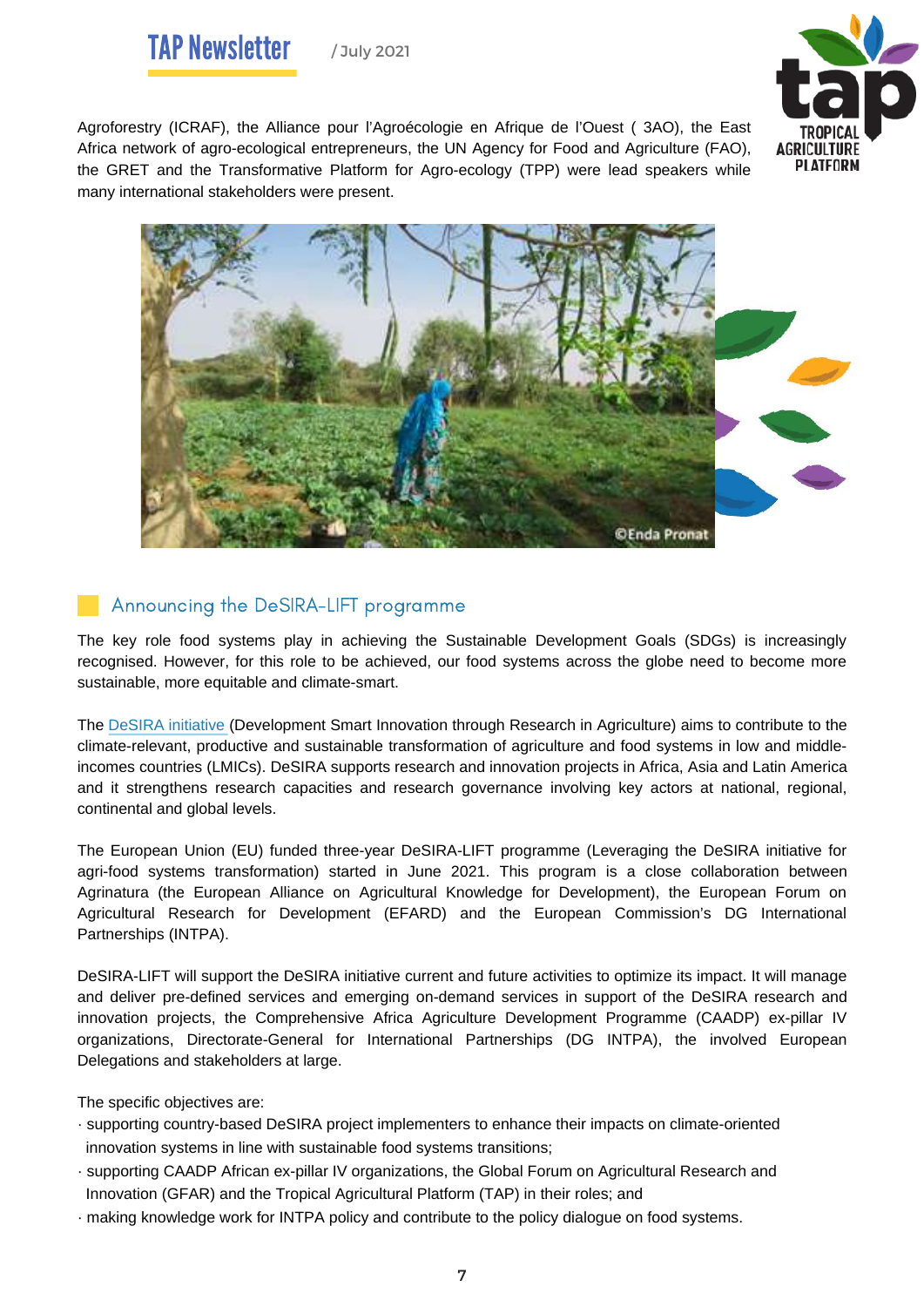Agroforestry (ICRAF), the Alliance pour l'Agroécologie en Afrique de l'Ouest ( 3AO), the East Africa network of agro-ecological entrepreneurs, the UN Agency for Food and Agriculture (FAO), the GRET and the Transformative Platform for Agro-ecology (TPP) were lead speakers while many international stakeholders were present.

©Enda Pronat

## Announcing the DeSIRA-LIFT programme

The key role food systems play in achieving the Sustainable Development Goals (SDGs) is increasingly recognised. However, for this role to be achieved, our food systems across the globe need to become more sustainable, more equitable and climate-smart.

The DeSIRA initiative (Development Smart Innovation through Research in Agriculture) aims to contribute to the climate-relevant, productive and sustainable transformation of agriculture and food systems in low and middle-incomes countries (LMICs). DeSIRA supports research and innovation projects in Africa, Asia and Latin America and it strengthens research capacities and research governance involving key actors at national, regional, continental and global levels.

The European Union (EU) funded three-year DeSIRA-LIFT programme (Leveraging the DeSIRA initiative for agri-food systems transformation) started in June 2021. This program is a close collaboration between Agrinatura (the European Alliance on Agricultural Knowledge for Development), the European Forum on Agricultural Research for Development (EFARD) and the European Commission's DG International Partnerships (INTPA).

DeSIRA-LIFT will support the DeSIRA initiative current and future activities to optimize its impact. It will manage and deliver pre-defined services and emerging on-demand services in support of the DeSIRA research and innovation projects, the Comprehensive Africa Agriculture Development Programme (CAADP) ex-pillar IV organizations, Directorate-General for International Partnerships (DG INTPA), the involved European Delegations and stakeholders at large.

The specific objectives are:

- supporting country-based DeSIRA project implementers to enhance their impacts on climate-oriented innovation systems in line with sustainable food systems transitions;
- supporting CAADP African ex-pillar IV organizations, the Global Forum on Agricultural Research and Innovation (GFAR) and the Tropical Agricultural Platform (TAP) in their roles; and
- making knowledge work for INTPA policy and contribute to the policy dialogue on food systems.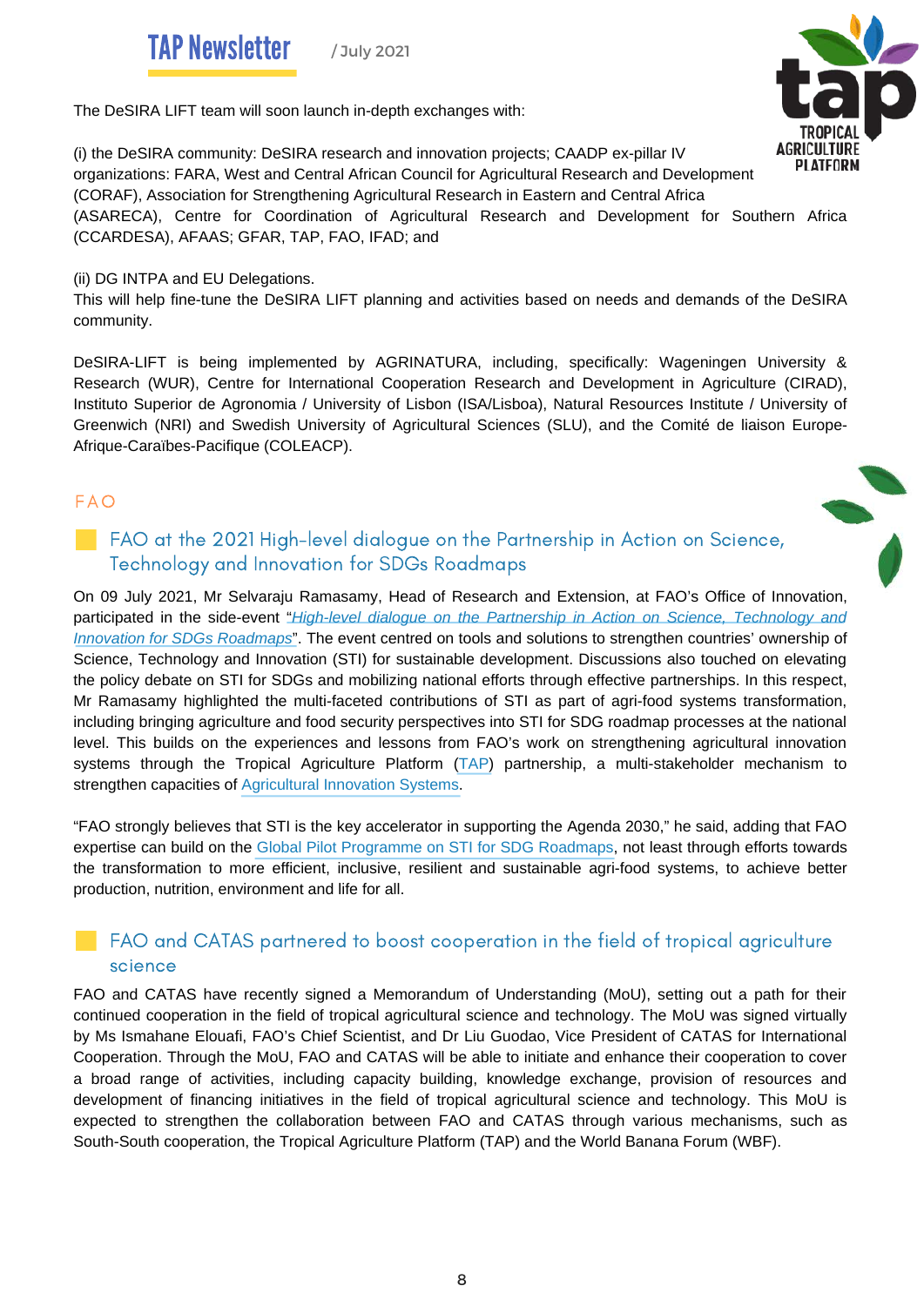The DeSIRA LIFT team will soon launch in-depth exchanges with:

(i) the DeSIRA community: DeSIRA research and innovation projects; CAADP ex-pillar IV organizations: FARA, West and Central African Council for Agricultural Research and Development (CORAF), Association for Strengthening Agricultural Research in Eastern and Central Africa (ASARECA), Centre for Coordination of Agricultural Research and Development for Southern Africa (CCARDESA), AFAAS; GFAR, TAP, FAO, IFAD; and

(ii) DG INTPA and EU Delegations.
This will help fine-tune the DeSIRA LIFT planning and activities based on needs and demands of the DeSIRA community.

DeSIRA-LIFT is being implemented by AGRINATURA, including, specifically: Wageningen University & Research (WUR), Centre for International Cooperation Research and Development in Agriculture (CIRAD), Instituto Superior de Agronomia / University of Lisbon (ISA/Lisboa), Natural Resources Institute / University of Greenwich (NRI) and Swedish University of Agricultural Sciences (SLU), and the Comité de liaison Europe-Afrique-Caraïbes-Pacifique (COLEACP).

## FAO

### FAO at the 2021 High-level dialogue on the Partnership in Action on Science, Technology and Innovation for SDGs Roadmaps

On 09 July 2021, Mr Selvaraju Ramasamy, Head of Research and Extension, at FAO's Office of Innovation, participated in the side-event "*High-level dialogue on the Partnership in Action on Science, Technology and Innovation for SDGs Roadmaps*". The event centred on tools and solutions to strengthen countries' ownership of Science, Technology and Innovation (STI) for sustainable development. Discussions also touched on elevating the policy debate on STI for SDGs and mobilizing national efforts through effective partnerships. In this respect, Mr Ramasamy highlighted the multi-faceted contributions of STI as part of agri-food systems transformation, including bringing agriculture and food security perspectives into STI for SDG roadmap processes at the national level. This builds on the experiences and lessons from FAO's work on strengthening agricultural innovation systems through the Tropical Agriculture Platform (TAP) partnership, a multi-stakeholder mechanism to strengthen capacities of Agricultural Innovation Systems.

"FAO strongly believes that STI is the key accelerator in supporting the Agenda 2030," he said, adding that FAO expertise can build on the Global Pilot Programme on STI for SDG Roadmaps, not least through efforts towards the transformation to more efficient, inclusive, resilient and sustainable agri-food systems, to achieve better production, nutrition, environment and life for all.

### FAO and CATAS partnered to boost cooperation in the field of tropical agriculture science

FAO and CATAS have recently signed a Memorandum of Understanding (MoU), setting out a path for their continued cooperation in the field of tropical agricultural science and technology. The MoU was signed virtually by Ms Ismahane Elouafi, FAO's Chief Scientist, and Dr Liu Guodao, Vice President of CATAS for International Cooperation. Through the MoU, FAO and CATAS will be able to initiate and enhance their cooperation to cover a broad range of activities, including capacity building, knowledge exchange, provision of resources and development of financing initiatives in the field of tropical agricultural science and technology. This MoU is expected to strengthen the collaboration between FAO and CATAS through various mechanisms, such as South-South cooperation, the Tropical Agriculture Platform (TAP) and the World Banana Forum (WBF).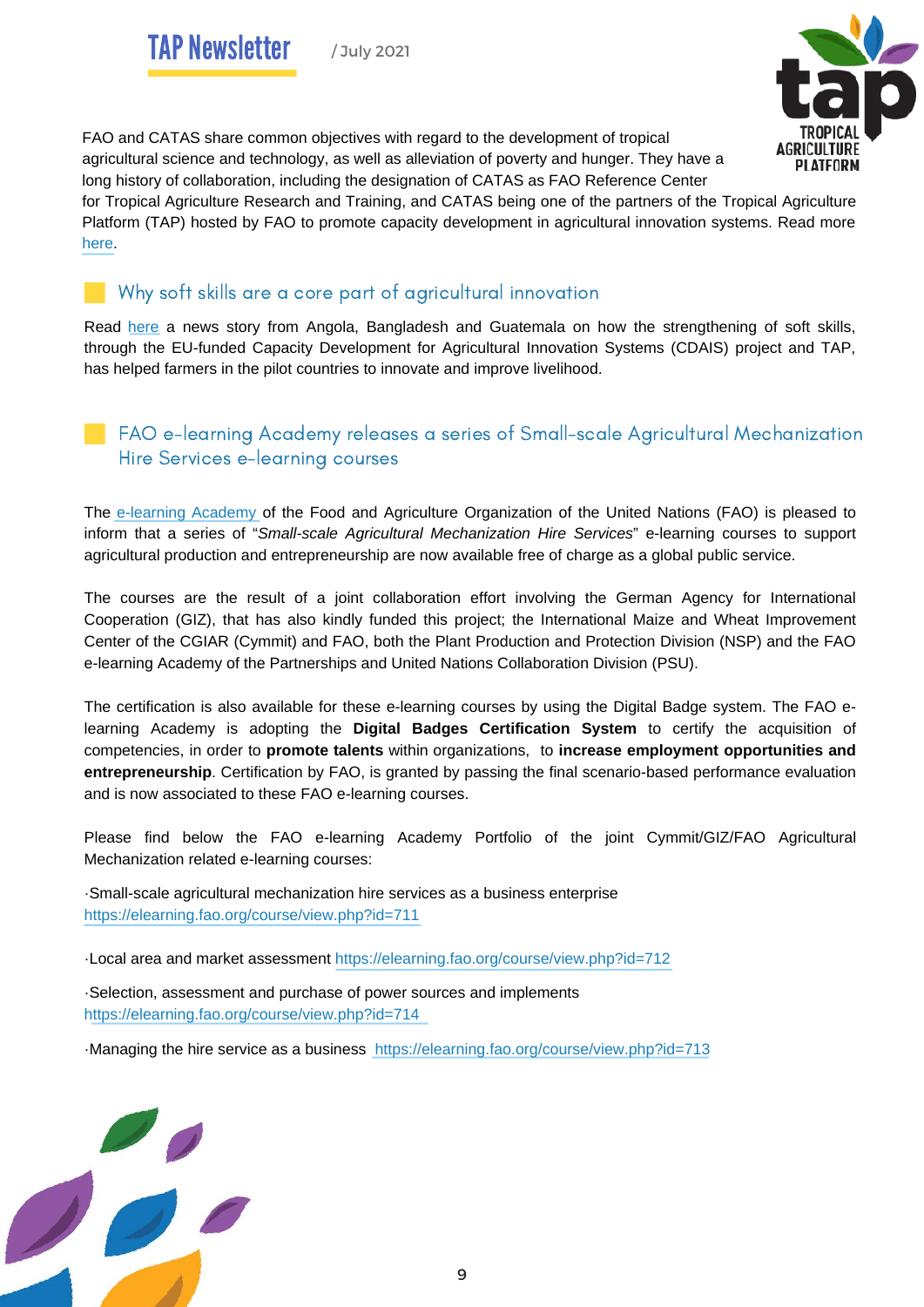FAO and CATAS share common objectives with regard to the development of tropical agricultural science and technology, as well as alleviation of poverty and hunger. They have a long history of collaboration, including the designation of CATAS as FAO Reference Center for Tropical Agriculture Research and Training, and CATAS being one of the partners of the Tropical Agriculture Platform (TAP) hosted by FAO to promote capacity development in agricultural innovation systems. Read more here.

## Why soft skills are a core part of agricultural innovation

Read here a news story from Angola, Bangladesh and Guatemala on how the strengthening of soft skills, through the EU-funded Capacity Development for Agricultural Innovation Systems (CDAIS) project and TAP, has helped farmers in the pilot countries to innovate and improve livelihood.

## FAO e-learning Academy releases a series of Small-scale Agricultural Mechanization Hire Services e-learning courses

The e-learning Academy of the Food and Agriculture Organization of the United Nations (FAO) is pleased to inform that a series of "*Small-scale Agricultural Mechanization Hire Services*" e-learning courses to support agricultural production and entrepreneurship are now available free of charge as a global public service.

The courses are the result of a joint collaboration effort involving the German Agency for International Cooperation (GIZ), that has also kindly funded this project; the International Maize and Wheat Improvement Center of the CGIAR (Cymmit) and FAO, both the Plant Production and Protection Division (NSP) and the FAO e-learning Academy of the Partnerships and United Nations Collaboration Division (PSU).

The certification is also available for these e-learning courses by using the Digital Badge system. The FAO e-learning Academy is adopting the **Digital Badges Certification System** to certify the acquisition of competencies, in order to **promote talents** within organizations, to **increase employment opportunities and entrepreneurship**. Certification by FAO, is granted by passing the final scenario-based performance evaluation and is now associated to these FAO e-learning courses.

Please find below the FAO e-learning Academy Portfolio of the joint Cymmit/GIZ/FAO Agricultural Mechanization related e-learning courses:

·Small-scale agricultural mechanization hire services as a business enterprise https://elearning.fao.org/course/view.php?id=711

·Local area and market assessment https://elearning.fao.org/course/view.php?id=712

·Selection, assessment and purchase of power sources and implements https://elearning.fao.org/course/view.php?id=714

·Managing the hire service as a business https://elearning.fao.org/course/view.php?id=713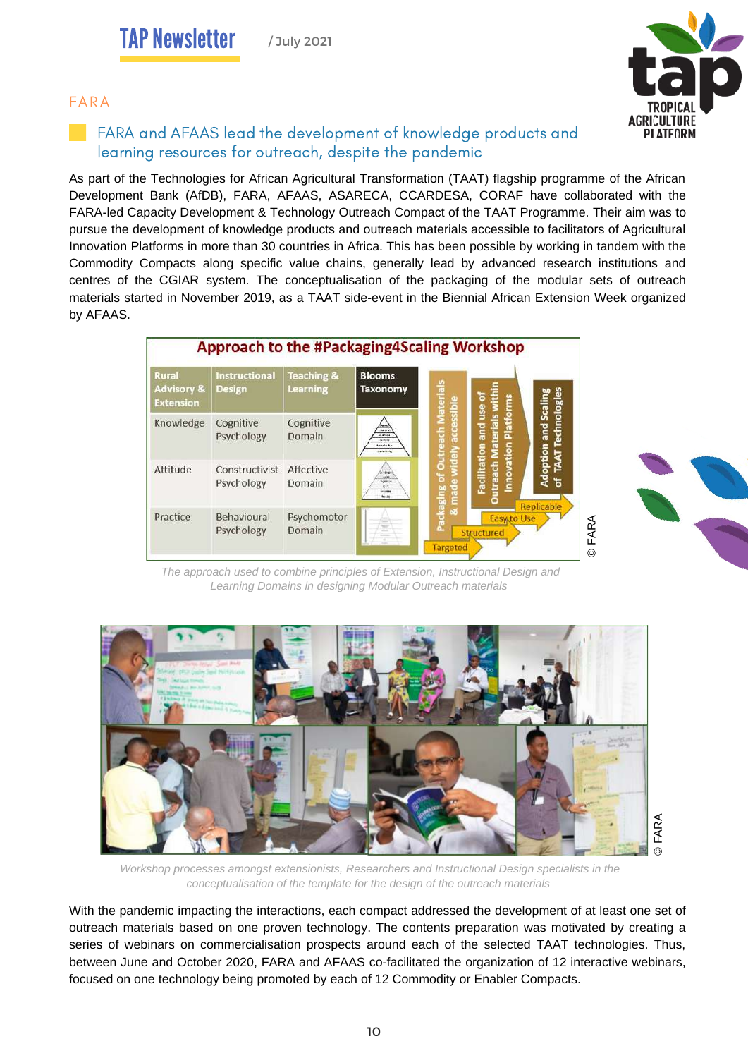FARA

## FARA and AFAAS lead the development of knowledge products and learning resources for outreach, despite the pandemic

As part of the Technologies for African Agricultural Transformation (TAAT) flagship programme of the African Development Bank (AfDB), FARA, AFAAS, ASARECA, CCARDESA, CORAF have collaborated with the FARA-led Capacity Development & Technology Outreach Compact of the TAAT Programme. Their aim was to pursue the development of knowledge products and outreach materials accessible to facilitators of Agricultural Innovation Platforms in more than 30 countries in Africa. This has been possible by working in tandem with the Commodity Compacts along specific value chains, generally lead by advanced research institutions and centres of the CGIAR system. The conceptualisation of the packaging of the modular sets of outreach materials started in November 2019, as a TAAT side-event in the Biennial African Extension Week organized by AFAAS.

**Approach to the #Packaging4Scaling Workshop**

| Rural Advisory & Extension | Instructional Design | Teaching & Learning | Blooms Taxonomy |
|---|---|---|---|
| Knowledge | Cognitive Psychology | Cognitive Domain | |
| Attitude | Constructivist Psychology | Affective Domain | |
| Practice | Behavioural Psychology | Psychomotor Domain | |

Packaging of Outreach Materials & made widely accessible → Facilitation and use of Outreach Materials within Innovation Platforms → Adoption and Scaling of TAAT Technologies

Targeted → Structured → Easy to Use → Replicable

© FARA

*The approach used to combine principles of Extension, Instructional Design and Learning Domains in designing Modular Outreach materials*

© FARA

*Workshop processes amongst extensionists, Researchers and Instructional Design specialists in the conceptualisation of the template for the design of the outreach materials*

With the pandemic impacting the interactions, each compact addressed the development of at least one set of outreach materials based on one proven technology. The contents preparation was motivated by creating a series of webinars on commercialisation prospects around each of the selected TAAT technologies. Thus, between June and October 2020, FARA and AFAAS co-facilitated the organization of 12 interactive webinars, focused on one technology being promoted by each of 12 Commodity or Enabler Compacts.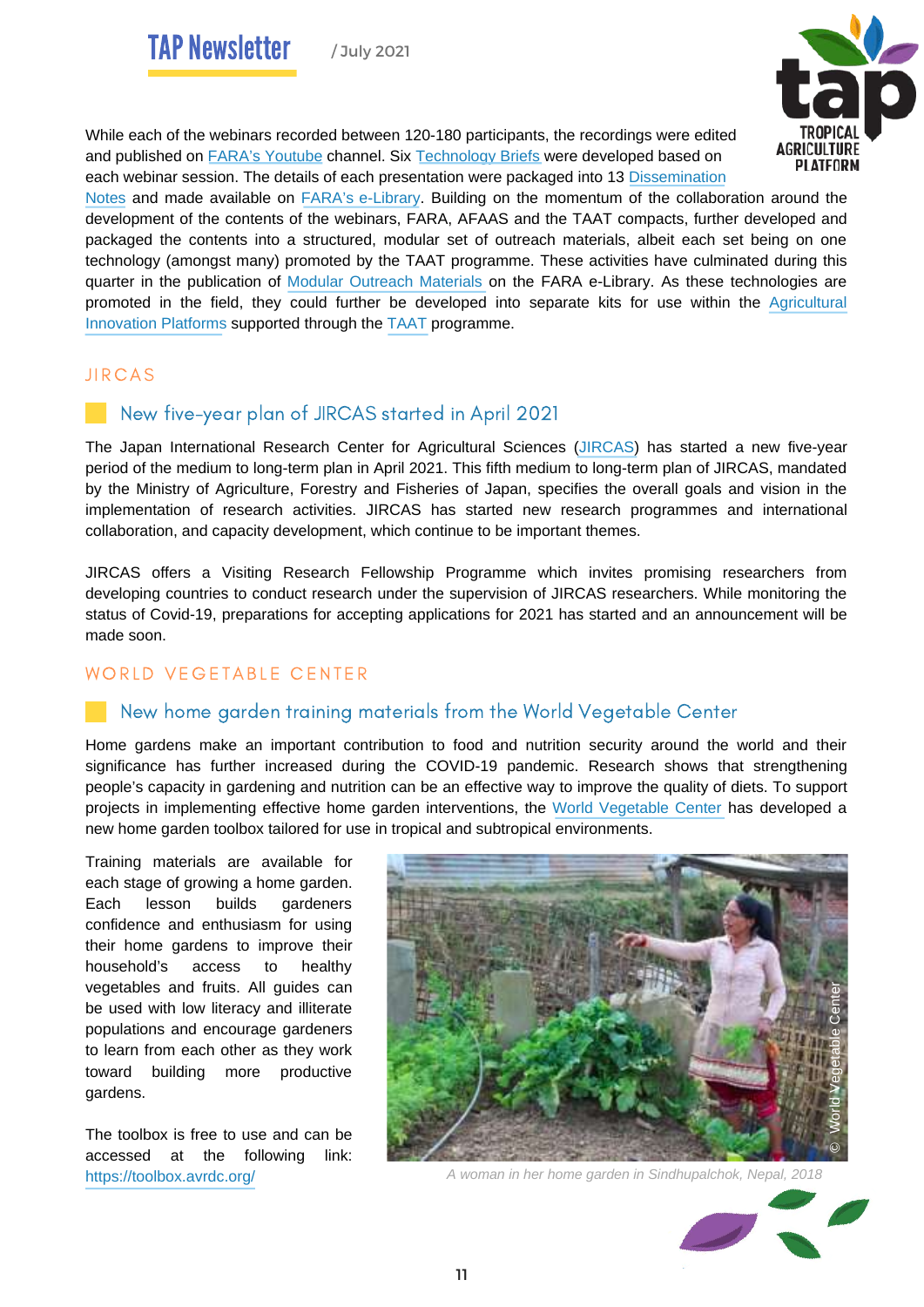While each of the webinars recorded between 120-180 participants, the recordings were edited and published on FARA's Youtube channel. Six Technology Briefs were developed based on each webinar session. The details of each presentation were packaged into 13 Dissemination Notes and made available on FARA's e-Library. Building on the momentum of the collaboration around the development of the contents of the webinars, FARA, AFAAS and the TAAT compacts, further developed and packaged the contents into a structured, modular set of outreach materials, albeit each set being on one technology (amongst many) promoted by the TAAT programme. These activities have culminated during this quarter in the publication of Modular Outreach Materials on the FARA e-Library. As these technologies are promoted in the field, they could further be developed into separate kits for use within the Agricultural Innovation Platforms supported through the TAAT programme.

## JIRCAS

### New five-year plan of JIRCAS started in April 2021

The Japan International Research Center for Agricultural Sciences (JIRCAS) has started a new five-year period of the medium to long-term plan in April 2021. This fifth medium to long-term plan of JIRCAS, mandated by the Ministry of Agriculture, Forestry and Fisheries of Japan, specifies the overall goals and vision in the implementation of research activities. JIRCAS has started new research programmes and international collaboration, and capacity development, which continue to be important themes.

JIRCAS offers a Visiting Research Fellowship Programme which invites promising researchers from developing countries to conduct research under the supervision of JIRCAS researchers. While monitoring the status of Covid-19, preparations for accepting applications for 2021 has started and an announcement will be made soon.

## WORLD VEGETABLE CENTER

### New home garden training materials from the World Vegetable Center

Home gardens make an important contribution to food and nutrition security around the world and their significance has further increased during the COVID-19 pandemic. Research shows that strengthening people's capacity in gardening and nutrition can be an effective way to improve the quality of diets. To support projects in implementing effective home garden interventions, the World Vegetable Center has developed a new home garden toolbox tailored for use in tropical and subtropical environments.

Training materials are available for each stage of growing a home garden. Each lesson builds gardeners confidence and enthusiasm for using their home gardens to improve their household's access to healthy vegetables and fruits. All guides can be used with low literacy and illiterate populations and encourage gardeners to learn from each other as they work toward building more productive gardens.

The toolbox is free to use and can be accessed at the following link: https://toolbox.avrdc.org/

*A woman in her home garden in Sindhupalchok, Nepal, 2018*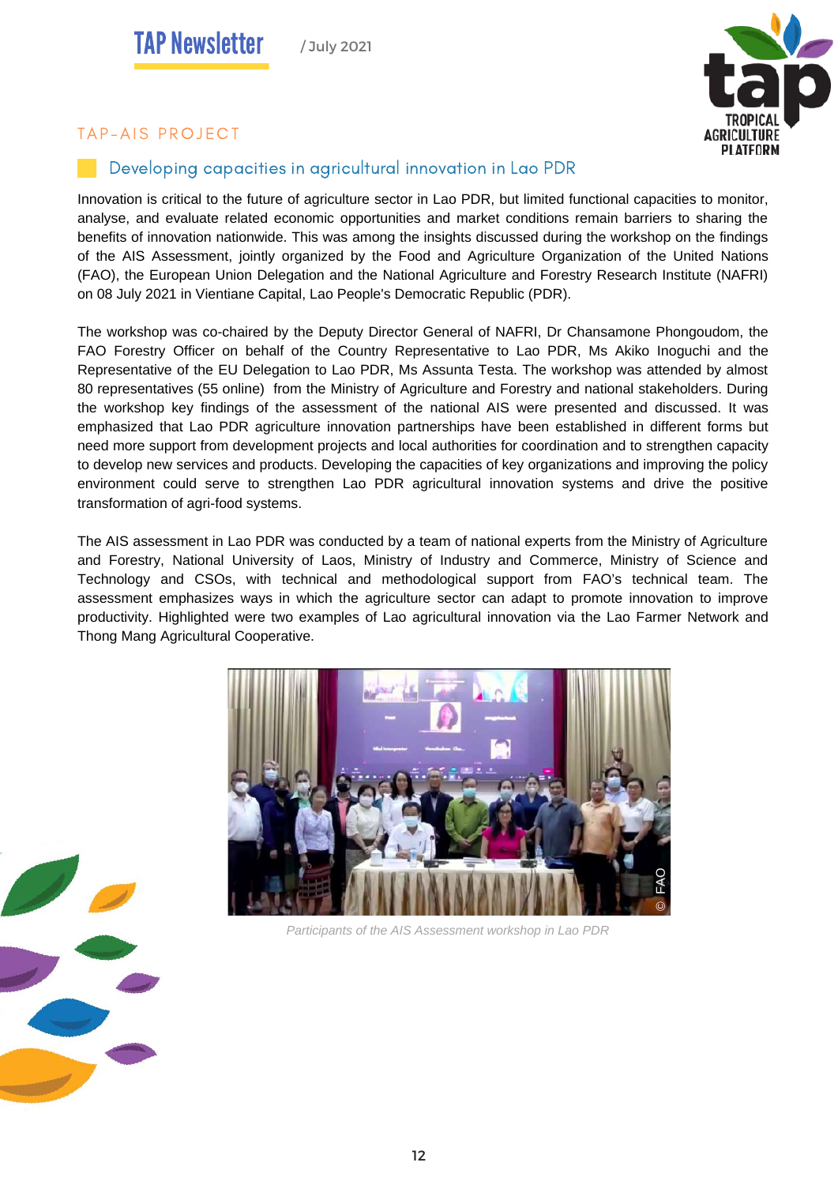## TAP-AIS PROJECT

### Developing capacities in agricultural innovation in Lao PDR

Innovation is critical to the future of agriculture sector in Lao PDR, but limited functional capacities to monitor, analyse, and evaluate related economic opportunities and market conditions remain barriers to sharing the benefits of innovation nationwide. This was among the insights discussed during the workshop on the findings of the AIS Assessment, jointly organized by the Food and Agriculture Organization of the United Nations (FAO), the European Union Delegation and the National Agriculture and Forestry Research Institute (NAFRI) on 08 July 2021 in Vientiane Capital, Lao People's Democratic Republic (PDR).

The workshop was co-chaired by the Deputy Director General of NAFRI, Dr Chansamone Phongoudom, the FAO Forestry Officer on behalf of the Country Representative to Lao PDR, Ms Akiko Inoguchi and the Representative of the EU Delegation to Lao PDR, Ms Assunta Testa. The workshop was attended by almost 80 representatives (55 online) from the Ministry of Agriculture and Forestry and national stakeholders. During the workshop key findings of the assessment of the national AIS were presented and discussed. It was emphasized that Lao PDR agriculture innovation partnerships have been established in different forms but need more support from development projects and local authorities for coordination and to strengthen capacity to develop new services and products. Developing the capacities of key organizations and improving the policy environment could serve to strengthen Lao PDR agricultural innovation systems and drive the positive transformation of agri-food systems.

The AIS assessment in Lao PDR was conducted by a team of national experts from the Ministry of Agriculture and Forestry, National University of Laos, Ministry of Industry and Commerce, Ministry of Science and Technology and CSOs, with technical and methodological support from FAO's technical team. The assessment emphasizes ways in which the agriculture sector can adapt to promote innovation to improve productivity. Highlighted were two examples of Lao agricultural innovation via the Lao Farmer Network and Thong Mang Agricultural Cooperative.

© FAO

*Participants of the AIS Assessment workshop in Lao PDR*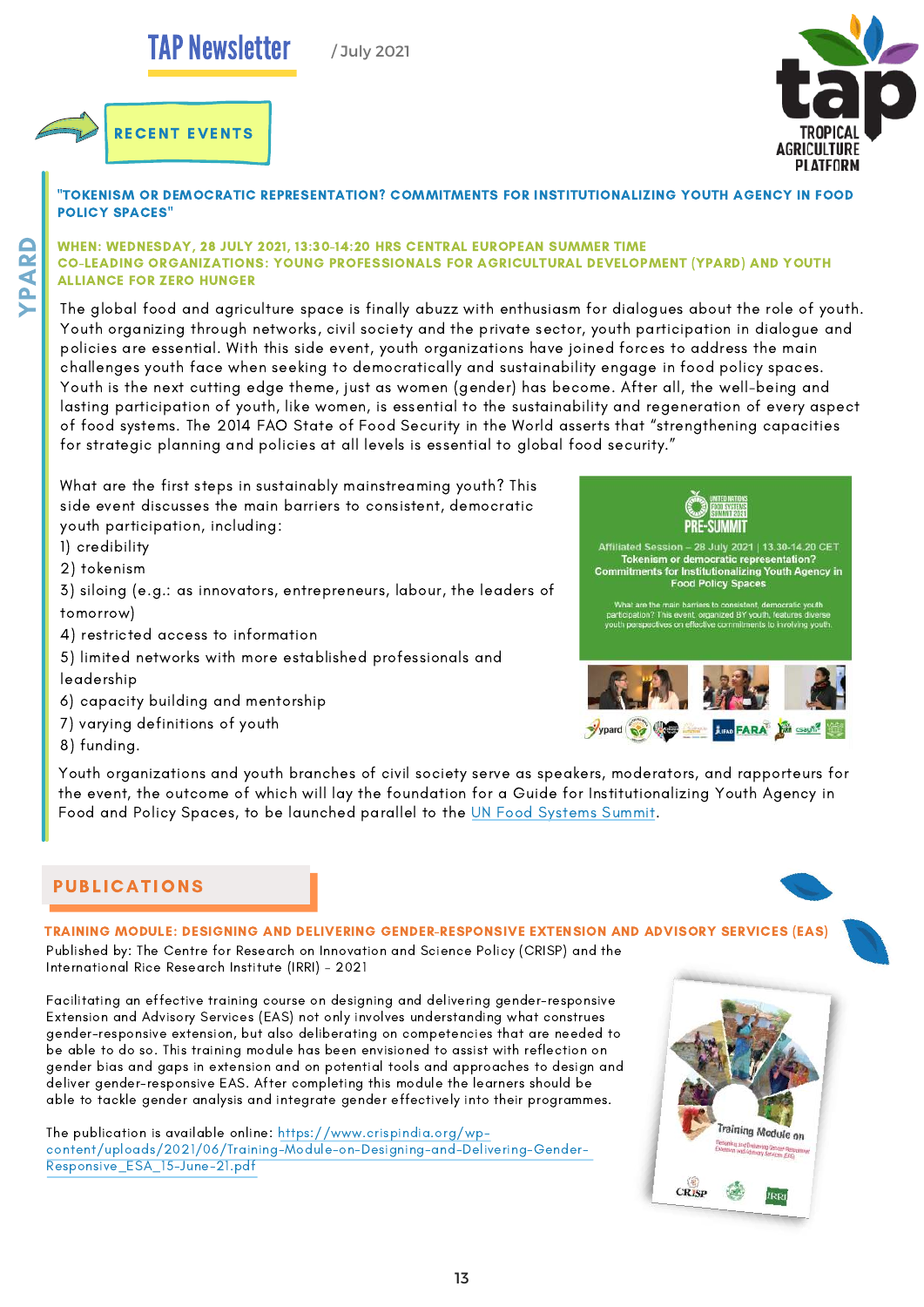# RECENT EVENTS

## YPARD

### "TOKENISM OR DEMOCRATIC REPRESENTATION? COMMITMENTS FOR INSTITUTIONALIZING YOUTH AGENCY IN FOOD POLICY SPACES"

**WHEN: WEDNESDAY, 28 JULY 2021, 13:30-14:20 HRS CENTRAL EUROPEAN SUMMER TIME**
**CO-LEADING ORGANIZATIONS: YOUNG PROFESSIONALS FOR AGRICULTURAL DEVELOPMENT (YPARD) AND YOUTH ALLIANCE FOR ZERO HUNGER**

The global food and agriculture space is finally abuzz with enthusiasm for dialogues about the role of youth. Youth organizing through networks, civil society and the private sector, youth participation in dialogue and policies are essential. With this side event, youth organizations have joined forces to address the main challenges youth face when seeking to democratically and sustainability engage in food policy spaces. Youth is the next cutting edge theme, just as women (gender) has become. After all, the well-being and lasting participation of youth, like women, is essential to the sustainability and regeneration of every aspect of food systems. The 2014 FAO State of Food Security in the World asserts that "strengthening capacities for strategic planning and policies at all levels is essential to global food security."

What are the first steps in sustainably mainstreaming youth? This side event discusses the main barriers to consistent, democratic youth participation, including:

1) credibility
2) tokenism
3) siloing (e.g.: as innovators, entrepreneurs, labour, the leaders of tomorrow)
4) restricted access to information
5) limited networks with more established professionals and leadership
6) capacity building and mentorship
7) varying definitions of youth
8) funding.

Youth organizations and youth branches of civil society serve as speakers, moderators, and rapporteurs for the event, the outcome of which will lay the foundation for a Guide for Institutionalizing Youth Agency in Food and Policy Spaces, to be launched parallel to the [UN Food Systems Summit](UN Food Systems Summit).

# PUBLICATIONS

### TRAINING MODULE: DESIGNING AND DELIVERING GENDER-RESPONSIVE EXTENSION AND ADVISORY SERVICES (EAS)

Published by: The Centre for Research on Innovation and Science Policy (CRISP) and the International Rice Research Institute (IRRI) - 2021

Facilitating an effective training course on designing and delivering gender-responsive Extension and Advisory Services (EAS) not only involves understanding what construes gender-responsive extension, but also deliberating on competencies that are needed to be able to do so. This training module has been envisioned to assist with reflection on gender bias and gaps in extension and on potential tools and approaches to design and deliver gender-responsive EAS. After completing this module the learners should be able to tackle gender analysis and integrate gender effectively into their programmes.

The publication is available online: [https://www.crispindia.org/wp-content/uploads/2021/06/Training-Module-on-Designing-and-Delivering-Gender-Responsive_ESA_15-June-21.pdf](https://www.crispindia.org/wp-content/uploads/2021/06/Training-Module-on-Designing-and-Delivering-Gender-Responsive_ESA_15-June-21.pdf)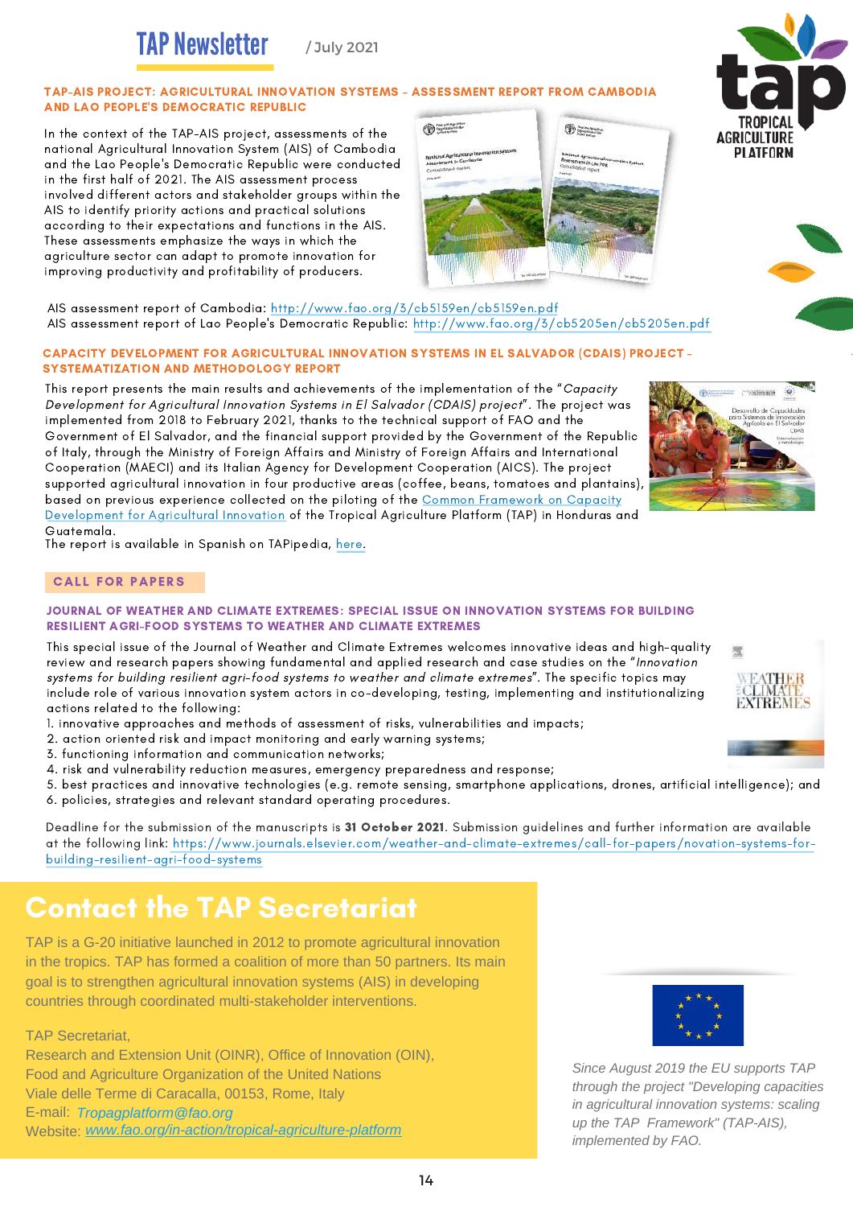# TAP Newsletter / July 2021

### TAP-AIS PROJECT: AGRICULTURAL INNOVATION SYSTEMS - ASSESSMENT REPORT FROM CAMBODIA AND LAO PEOPLE'S DEMOCRATIC REPUBLIC

In the context of the TAP-AIS project, assessments of the national Agricultural Innovation System (AIS) of Cambodia and the Lao People's Democratic Republic were conducted in the first half of 2021. The AIS assessment process involved different actors and stakeholder groups within the AIS to identify priority actions and practical solutions according to their expectations and functions in the AIS. These assessments emphasize the ways in which the agriculture sector can adapt to promote innovation for improving productivity and profitability of producers.

AIS assessment report of Cambodia: [http://www.fao.org/3/cb5159en/cb5159en.pdf](http://www.fao.org/3/cb5159en/cb5159en.pdf)
AIS assessment report of Lao People's Democratic Republic: [http://www.fao.org/3/cb5205en/cb5205en.pdf](http://www.fao.org/3/cb5205en/cb5205en.pdf)

### CAPACITY DEVELOPMENT FOR AGRICULTURAL INNOVATION SYSTEMS IN EL SALVADOR (CDAIS) PROJECT - SYSTEMATIZATION AND METHODOLOGY REPORT

This report presents the main results and achievements of the implementation of the "*Capacity Development for Agricultural Innovation Systems in El Salvador (CDAIS) project*". The project was implemented from 2018 to February 2021, thanks to the technical support of FAO and the Government of El Salvador, and the financial support provided by the Government of the Republic of Italy, through the Ministry of Foreign Affairs and Ministry of Foreign Affairs and International Cooperation (MAECI) and its Italian Agency for Development Cooperation (AICS). The project supported agricultural innovation in four productive areas (coffee, beans, tomatoes and plantains), based on previous experience collected on the piloting of the Common Framework on Capacity Development for Agricultural Innovation of the Tropical Agriculture Platform (TAP) in Honduras and Guatemala.
The report is available in Spanish on TAPipedia, here.

## CALL FOR PAPERS

### JOURNAL OF WEATHER AND CLIMATE EXTREMES: SPECIAL ISSUE ON INNOVATION SYSTEMS FOR BUILDING RESILIENT AGRI-FOOD SYSTEMS TO WEATHER AND CLIMATE EXTREMES

This special issue of the Journal of Weather and Climate Extremes welcomes innovative ideas and high-quality review and research papers showing fundamental and applied research and case studies on the "*Innovation systems for building resilient agri-food systems to weather and climate extremes*". The specific topics may include role of various innovation system actors in co-developing, testing, implementing and institutionalizing actions related to the following:

1. innovative approaches and methods of assessment of risks, vulnerabilities and impacts;
2. action oriented risk and impact monitoring and early warning systems;
3. functioning information and communication networks;
4. risk and vulnerability reduction measures, emergency preparedness and response;
5. best practices and innovative technologies (e.g. remote sensing, smartphone applications, drones, artificial intelligence); and
6. policies, strategies and relevant standard operating procedures.

Deadline for the submission of the manuscripts is **31 October 2021**. Submission guidelines and further information are available at the following link: [https://www.journals.elsevier.com/weather-and-climate-extremes/call-for-papers/novation-systems-for-building-resilient-agri-food-systems](https://www.journals.elsevier.com/weather-and-climate-extremes/call-for-papers/novation-systems-for-building-resilient-agri-food-systems)

## Contact the TAP Secretariat

TAP is a G-20 initiative launched in 2012 to promote agricultural innovation in the tropics. TAP has formed a coalition of more than 50 partners. Its main goal is to strengthen agricultural innovation systems (AIS) in developing countries through coordinated multi-stakeholder interventions.

TAP Secretariat,
Research and Extension Unit (OINR), Office of Innovation (OIN),
Food and Agriculture Organization of the United Nations
Viale delle Terme di Caracalla, 00153, Rome, Italy
E-mail: *Tropagplatform@fao.org*
Website: *www.fao.org/in-action/tropical-agriculture-platform*

*Since August 2019 the EU supports TAP through the project "Developing capacities in agricultural innovation systems: scaling up the TAP Framework" (TAP-AIS), implemented by FAO.*